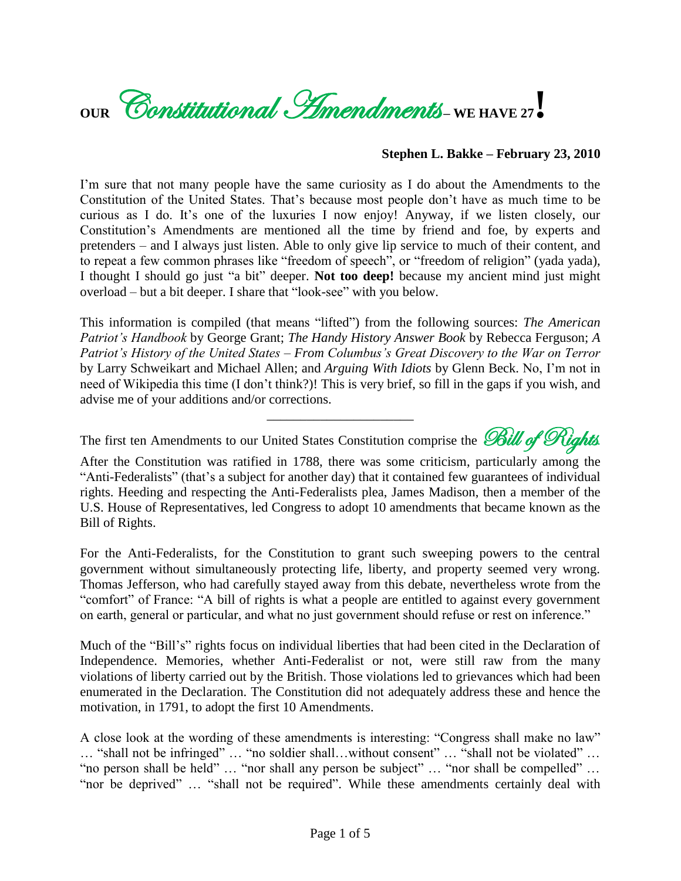# OUR *Constitutional Amendments* – WE HAVE 27!

**Stephen L. Bakke – February 23, 2010**

I'm sure that not many people have the same curiosity as I do about the Amendments to the Constitution of the United States. That's because most people don't have as much time to be curious as I do. It's one of the luxuries I now enjoy! Anyway, if we listen closely, our Constitution's Amendments are mentioned all the time by friend and foe, by experts and pretenders – and I always just listen. Able to only give lip service to much of their content, and to repeat a few common phrases like "freedom of speech", or "freedom of religion" (yada yada), I thought I should go just "a bit" deeper. **Not too deep!** because my ancient mind just might overload – but a bit deeper. I share that "look-see" with you below.

This information is compiled (that means "lifted") from the following sources: *The American Patriot's Handbook* by George Grant; *The Handy History Answer Book* by Rebecca Ferguson; *A Patriot's History of the United States – From Columbus's Great Discovery to the War on Terror* by Larry Schweikart and Michael Allen; and *Arguing With Idiots* by Glenn Beck. No, I'm not in need of Wikipedia this time (I don't think?)! This is very brief, so fill in the gaps if you wish, and advise me of your additions and/or corrections.

---

The first ten Amendments to our United States Constitution comprise the *Bill of Rights*.

After the Constitution was ratified in 1788, there was some criticism, particularly among the "Anti-Federalists" (that's a subject for another day) that it contained few guarantees of individual rights. Heeding and respecting the Anti-Federalists plea, James Madison, then a member of the U.S. House of Representatives, led Congress to adopt 10 amendments that became known as the Bill of Rights.

For the Anti-Federalists, for the Constitution to grant such sweeping powers to the central government without simultaneously protecting life, liberty, and property seemed very wrong. Thomas Jefferson, who had carefully stayed away from this debate, nevertheless wrote from the "comfort" of France: "A bill of rights is what a people are entitled to against every government on earth, general or particular, and what no just government should refuse or rest on inference."

Much of the "Bill's" rights focus on individual liberties that had been cited in the Declaration of Independence. Memories, whether Anti-Federalist or not, were still raw from the many violations of liberty carried out by the British. Those violations led to grievances which had been enumerated in the Declaration. The Constitution did not adequately address these and hence the motivation, in 1791, to adopt the first 10 Amendments.

A close look at the wording of these amendments is interesting: "Congress shall make no law" … "shall not be infringed" … "no soldier shall…without consent" … "shall not be violated" … "no person shall be held" … "nor shall any person be subject" … "nor shall be compelled" … "nor be deprived" … "shall not be required". While these amendments certainly deal with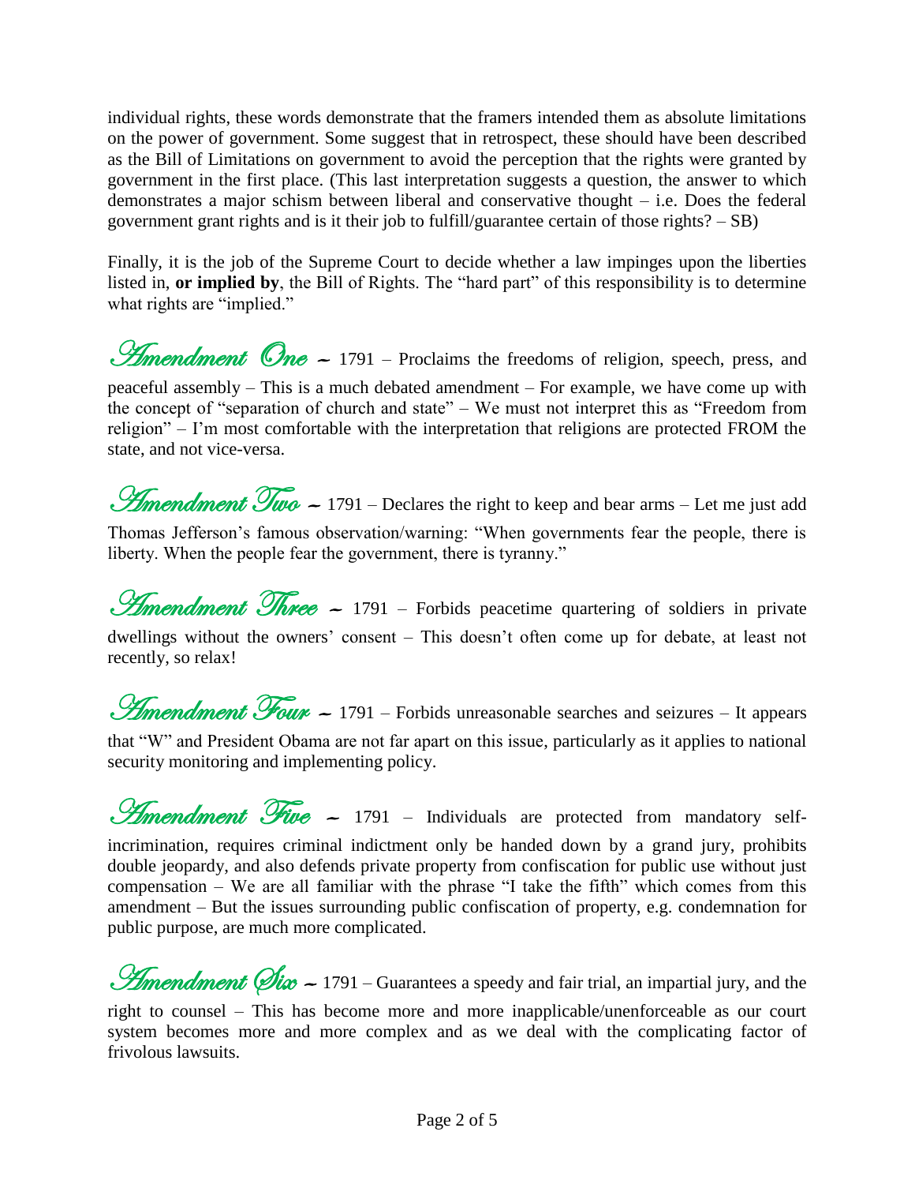individual rights, these words demonstrate that the framers intended them as absolute limitations on the power of government. Some suggest that in retrospect, these should have been described as the Bill of Limitations on government to avoid the perception that the rights were granted by government in the first place. (This last interpretation suggests a question, the answer to which demonstrates a major schism between liberal and conservative thought – i.e. Does the federal government grant rights and is it their job to fulfill/guarantee certain of those rights? – SB)

Finally, it is the job of the Supreme Court to decide whether a law impinges upon the liberties listed in, **or implied by**, the Bill of Rights. The "hard part" of this responsibility is to determine what rights are "implied."

***Amendment One*** ~ 1791 – Proclaims the freedoms of religion, speech, press, and peaceful assembly – This is a much debated amendment – For example, we have come up with the concept of "separation of church and state" – We must not interpret this as "Freedom from religion" – I'm most comfortable with the interpretation that religions are protected FROM the state, and not vice-versa.

***Amendment Two*** ~ 1791 – Declares the right to keep and bear arms – Let me just add Thomas Jefferson's famous observation/warning: "When governments fear the people, there is liberty. When the people fear the government, there is tyranny."

***Amendment Three*** ~ 1791 – Forbids peacetime quartering of soldiers in private dwellings without the owners' consent – This doesn't often come up for debate, at least not recently, so relax!

***Amendment Four*** ~ 1791 – Forbids unreasonable searches and seizures – It appears that "W" and President Obama are not far apart on this issue, particularly as it applies to national security monitoring and implementing policy.

***Amendment Five*** ~ 1791 – Individuals are protected from mandatory self-incrimination, requires criminal indictment only be handed down by a grand jury, prohibits double jeopardy, and also defends private property from confiscation for public use without just compensation – We are all familiar with the phrase "I take the fifth" which comes from this amendment – But the issues surrounding public confiscation of property, e.g. condemnation for public purpose, are much more complicated.

***Amendment Six*** ~ 1791 – Guarantees a speedy and fair trial, an impartial jury, and the right to counsel – This has become more and more inapplicable/unenforceable as our court system becomes more and more complex and as we deal with the complicating factor of frivolous lawsuits.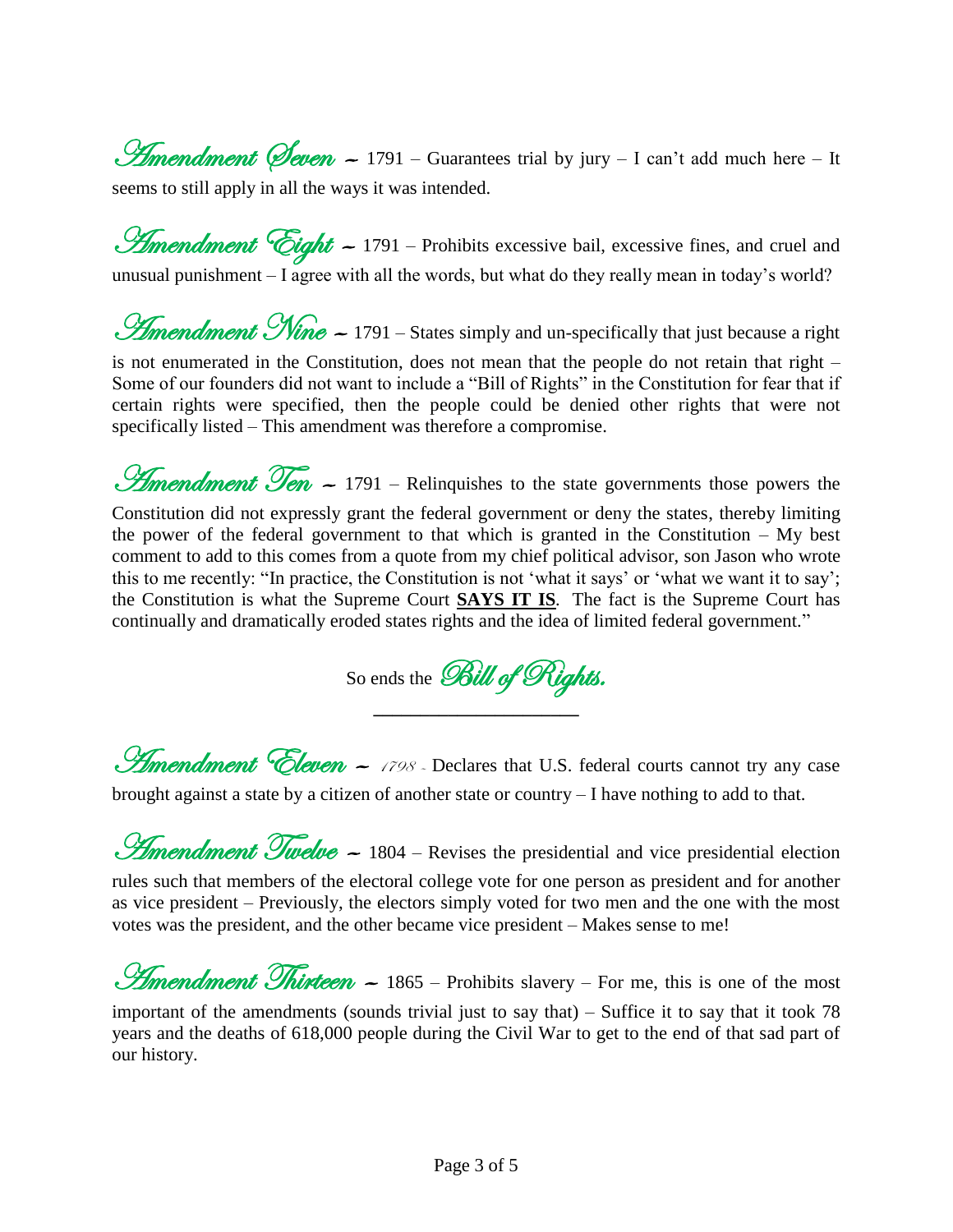**Amendment Seven** ~ 1791 – Guarantees trial by jury – I can't add much here – It seems to still apply in all the ways it was intended.

**Amendment Eight** ~ 1791 – Prohibits excessive bail, excessive fines, and cruel and unusual punishment – I agree with all the words, but what do they really mean in today's world?

**Amendment Nine** ~ 1791 – States simply and un-specifically that just because a right is not enumerated in the Constitution, does not mean that the people do not retain that right – Some of our founders did not want to include a "Bill of Rights" in the Constitution for fear that if certain rights were specified, then the people could be denied other rights that were not specifically listed – This amendment was therefore a compromise.

**Amendment Ten** ~ 1791 – Relinquishes to the state governments those powers the Constitution did not expressly grant the federal government or deny the states, thereby limiting the power of the federal government to that which is granted in the Constitution – My best comment to add to this comes from a quote from my chief political advisor, son Jason who wrote this to me recently: "In practice, the Constitution is not 'what it says' or 'what we want it to say'; the Constitution is what the Supreme Court **SAYS IT IS**. The fact is the Supreme Court has continually and dramatically eroded states rights and the idea of limited federal government."

So ends the *Bill of Rights.*

---

**Amendment Eleven** ~ 1798 – Declares that U.S. federal courts cannot try any case brought against a state by a citizen of another state or country – I have nothing to add to that.

**Amendment Twelve** ~ 1804 – Revises the presidential and vice presidential election rules such that members of the electoral college vote for one person as president and for another as vice president – Previously, the electors simply voted for two men and the one with the most votes was the president, and the other became vice president – Makes sense to me!

**Amendment Thirteen** ~ 1865 – Prohibits slavery – For me, this is one of the most important of the amendments (sounds trivial just to say that) – Suffice it to say that it took 78 years and the deaths of 618,000 people during the Civil War to get to the end of that sad part of our history.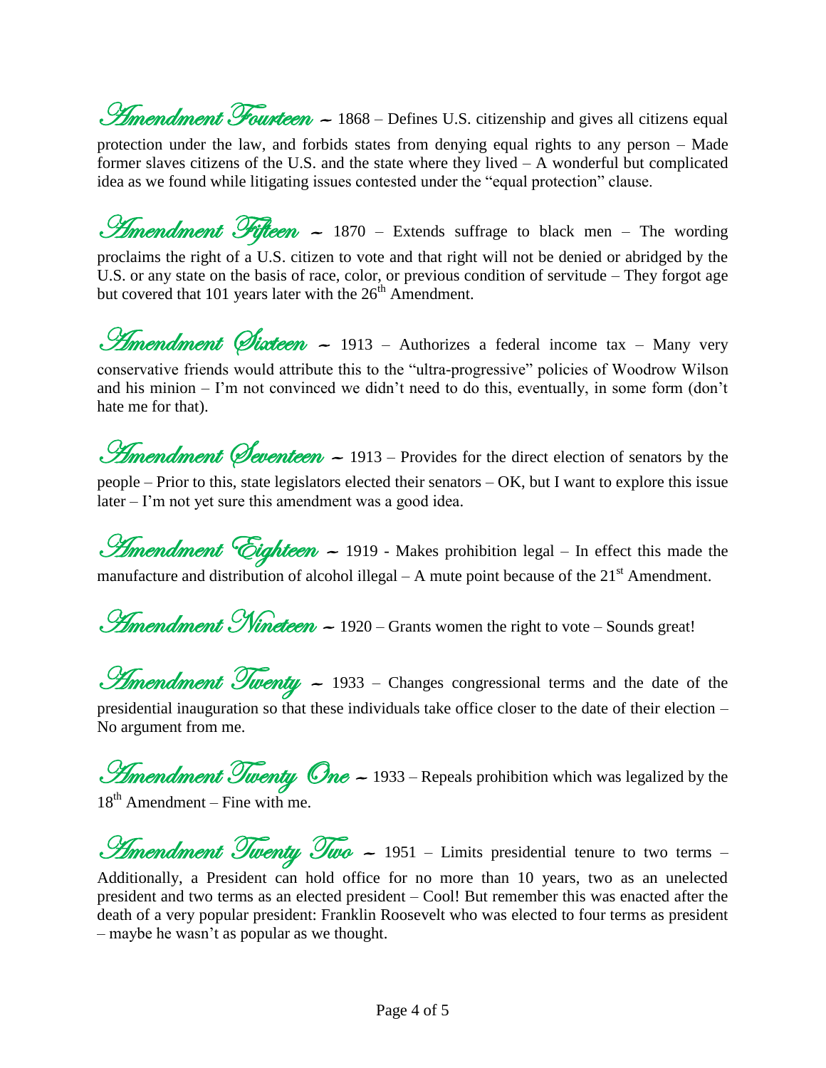***Amendment Fourteen*** ~ 1868 – Defines U.S. citizenship and gives all citizens equal protection under the law, and forbids states from denying equal rights to any person – Made former slaves citizens of the U.S. and the state where they lived – A wonderful but complicated idea as we found while litigating issues contested under the "equal protection" clause.

***Amendment Fifteen*** ~ 1870 – Extends suffrage to black men – The wording proclaims the right of a U.S. citizen to vote and that right will not be denied or abridged by the U.S. or any state on the basis of race, color, or previous condition of servitude – They forgot age but covered that 101 years later with the 26th Amendment.

***Amendment Sixteen*** ~ 1913 – Authorizes a federal income tax – Many very conservative friends would attribute this to the "ultra-progressive" policies of Woodrow Wilson and his minion – I'm not convinced we didn't need to do this, eventually, in some form (don't hate me for that).

***Amendment Seventeen*** ~ 1913 – Provides for the direct election of senators by the people – Prior to this, state legislators elected their senators – OK, but I want to explore this issue later – I'm not yet sure this amendment was a good idea.

***Amendment Eighteen*** ~ 1919 - Makes prohibition legal – In effect this made the manufacture and distribution of alcohol illegal – A mute point because of the 21st Amendment.

***Amendment Nineteen*** ~ 1920 – Grants women the right to vote – Sounds great!

***Amendment Twenty*** ~ 1933 – Changes congressional terms and the date of the presidential inauguration so that these individuals take office closer to the date of their election – No argument from me.

***Amendment Twenty One*** ~ 1933 – Repeals prohibition which was legalized by the 18th Amendment – Fine with me.

***Amendment Twenty Two*** ~ 1951 – Limits presidential tenure to two terms – Additionally, a President can hold office for no more than 10 years, two as an unelected president and two terms as an elected president – Cool! But remember this was enacted after the death of a very popular president: Franklin Roosevelt who was elected to four terms as president – maybe he wasn't as popular as we thought.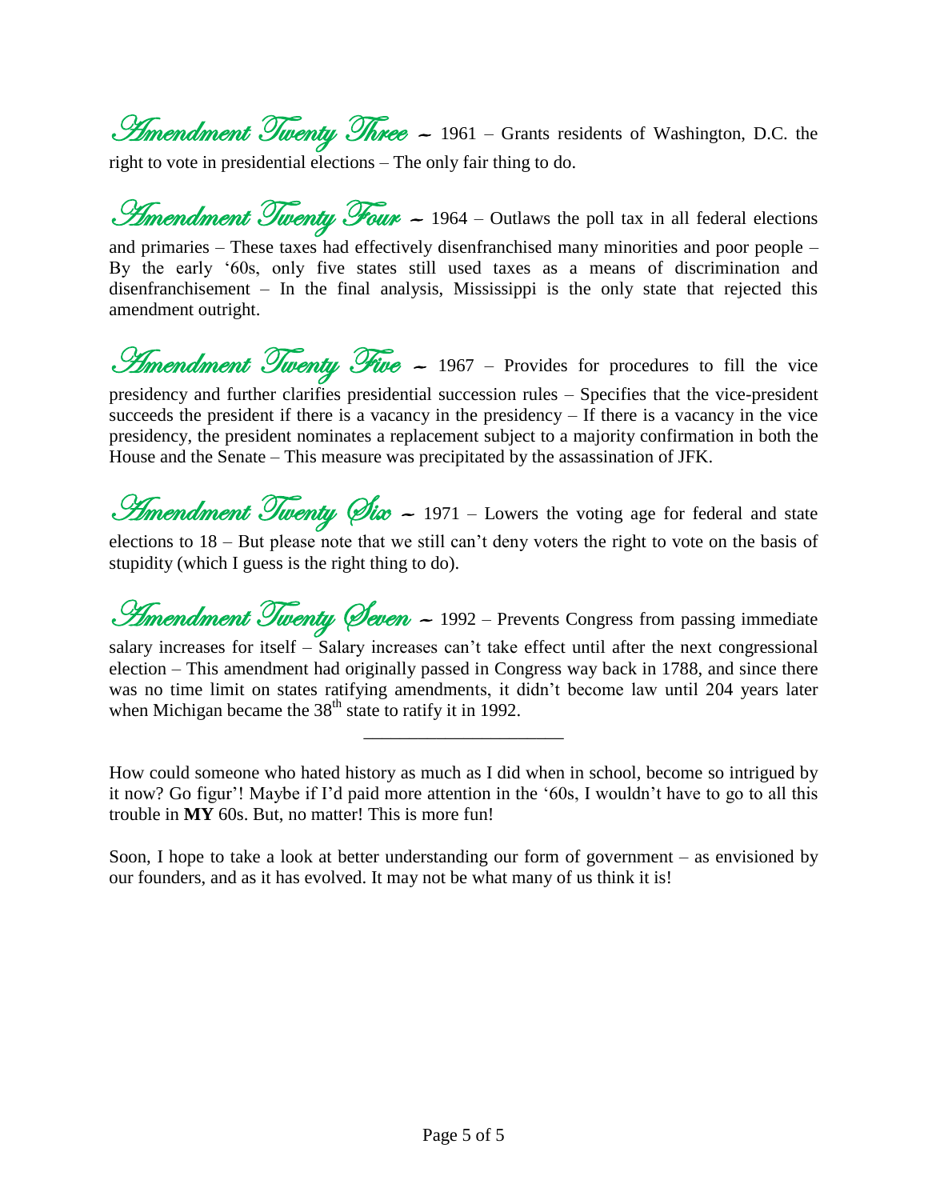**Amendment Twenty Three** – 1961 – Grants residents of Washington, D.C. the right to vote in presidential elections – The only fair thing to do.

**Amendment Twenty Four** – 1964 – Outlaws the poll tax in all federal elections and primaries – These taxes had effectively disenfranchised many minorities and poor people – By the early '60s, only five states still used taxes as a means of discrimination and disenfranchisement – In the final analysis, Mississippi is the only state that rejected this amendment outright.

**Amendment Twenty Five** – 1967 – Provides for procedures to fill the vice presidency and further clarifies presidential succession rules – Specifies that the vice-president succeeds the president if there is a vacancy in the presidency – If there is a vacancy in the vice presidency, the president nominates a replacement subject to a majority confirmation in both the House and the Senate – This measure was precipitated by the assassination of JFK.

**Amendment Twenty Six** – 1971 – Lowers the voting age for federal and state elections to 18 – But please note that we still can't deny voters the right to vote on the basis of stupidity (which I guess is the right thing to do).

**Amendment Twenty Seven** – 1992 – Prevents Congress from passing immediate salary increases for itself – Salary increases can't take effect until after the next congressional election – This amendment had originally passed in Congress way back in 1788, and since there was no time limit on states ratifying amendments, it didn't become law until 204 years later when Michigan became the 38th state to ratify it in 1992.

---

How could someone who hated history as much as I did when in school, become so intrigued by it now? Go figur'! Maybe if I'd paid more attention in the '60s, I wouldn't have to go to all this trouble in **MY** 60s. But, no matter! This is more fun!

Soon, I hope to take a look at better understanding our form of government – as envisioned by our founders, and as it has evolved. It may not be what many of us think it is!